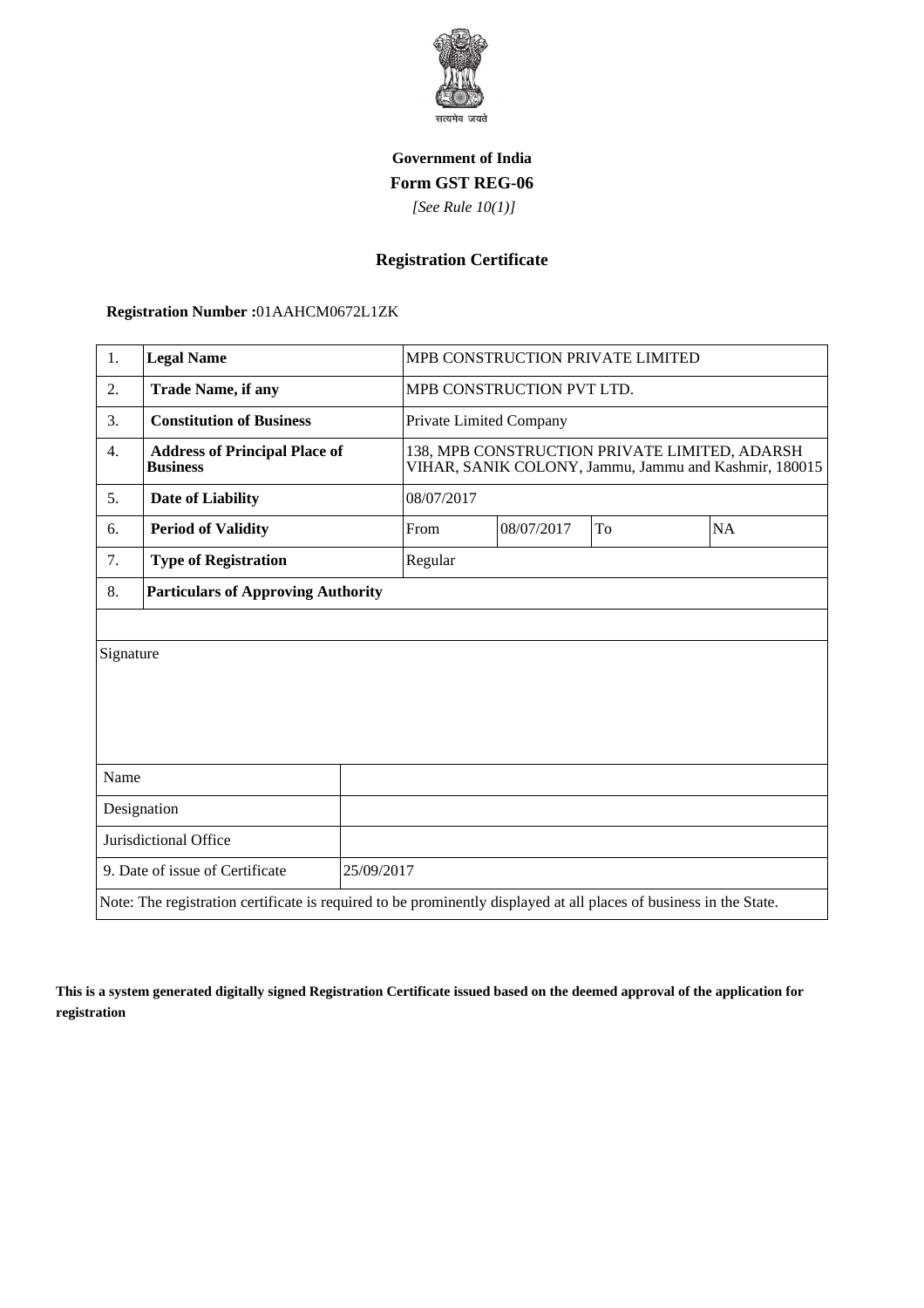सत्यमेव जयते

**Government of India**

**Form GST REG-06**

*[See Rule 10(1)]*

## Registration Certificate

**Registration Number :**01AAHCM0672L1ZK

| 1. | **Legal Name** | MPB CONSTRUCTION PRIVATE LIMITED | | | |
|---|---|---|---|---|---|
| 2. | **Trade Name, if any** | MPB CONSTRUCTION PVT LTD. | | | |
| 3. | **Constitution of Business** | Private Limited Company | | | |
| 4. | **Address of Principal Place of Business** | 138, MPB CONSTRUCTION PRIVATE LIMITED, ADARSH VIHAR, SANIK COLONY, Jammu, Jammu and Kashmir, 180015 | | | |
| 5. | **Date of Liability** | 08/07/2017 | | | |
| 6. | **Period of Validity** | From | 08/07/2017 | To | NA |
| 7. | **Type of Registration** | Regular | | | |
| 8. | **Particulars of Approving Authority** | | | | |

| Signature | |
|---|---|
| Name | |
| Designation | |
| Jurisdictional Office | |
| 9. Date of issue of Certificate | 25/09/2017 |

Note: The registration certificate is required to be prominently displayed at all places of business in the State.

**This is a system generated digitally signed Registration Certificate issued based on the deemed approval of the application for registration**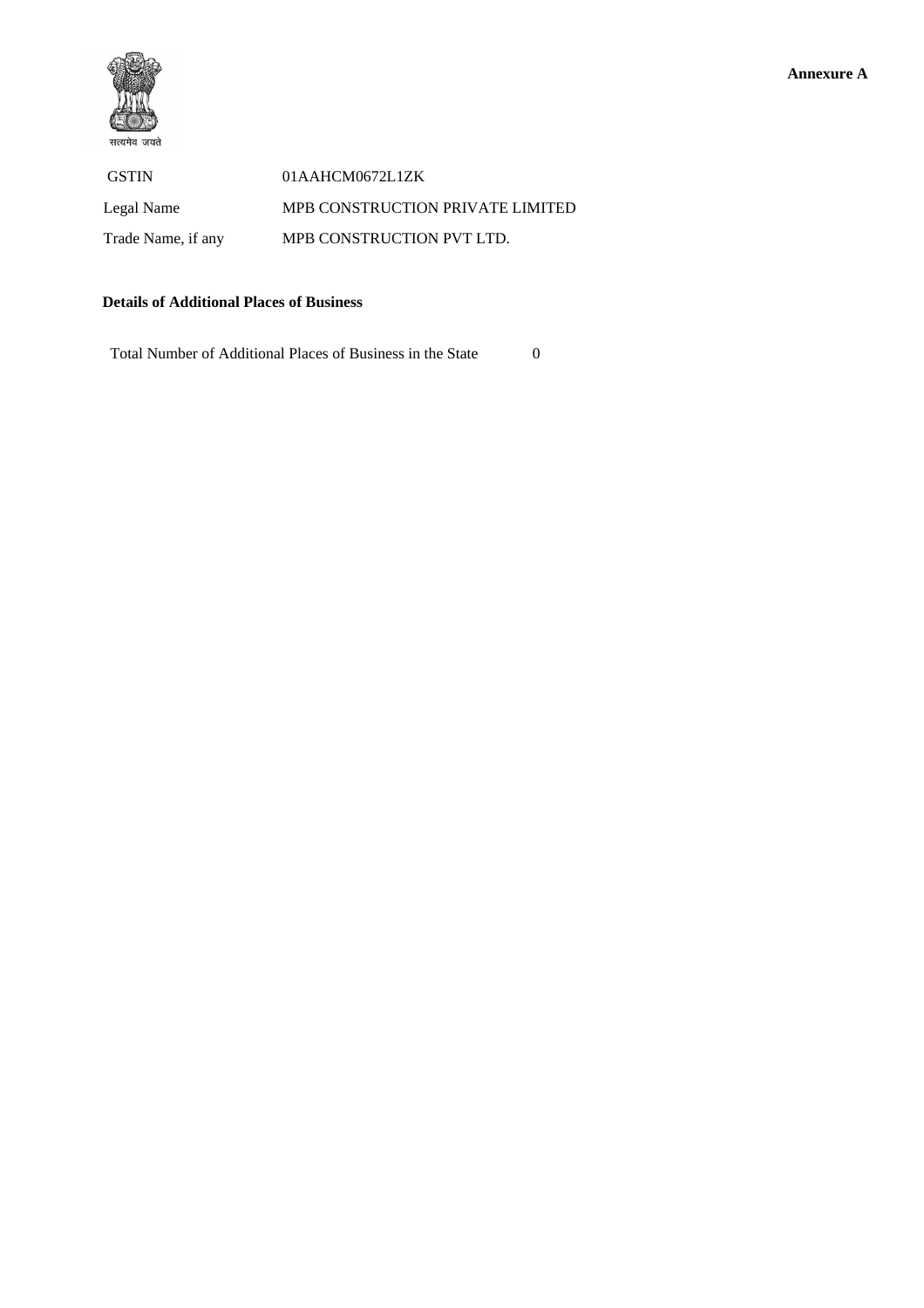**Annexure A**

सत्यमेव जयते

| | |
|---|---|
| GSTIN | 01AAHCM0672L1ZK |
| Legal Name | MPB CONSTRUCTION PRIVATE LIMITED |
| Trade Name, if any | MPB CONSTRUCTION PVT LTD. |

**Details of Additional Places of Business**

Total Number of Additional Places of Business in the State 0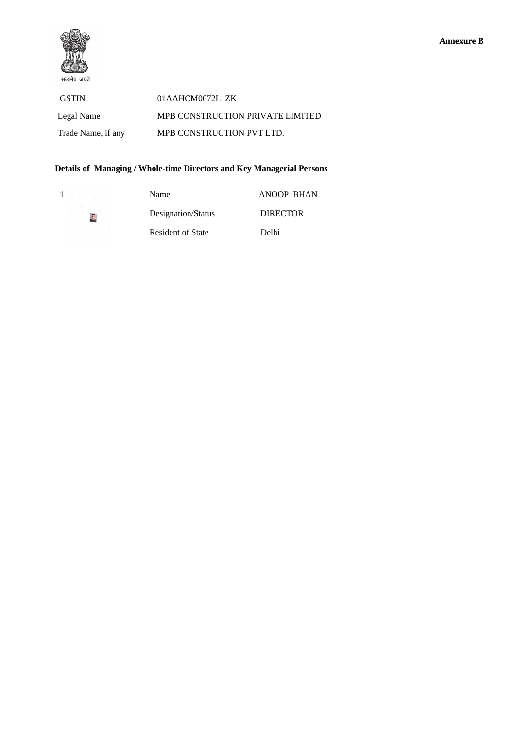**Annexure B**

सत्यमेव जयते

| | |
|---|---|
| GSTIN | 01AAHCM0672L1ZK |
| Legal Name | MPB CONSTRUCTION PRIVATE LIMITED |
| Trade Name, if any | MPB CONSTRUCTION PVT LTD. |

**Details of Managing / Whole-time Directors and Key Managerial Persons**

1

| | |
|---|---|
| Name | ANOOP BHAN |
| Designation/Status | DIRECTOR |
| Resident of State | Delhi |